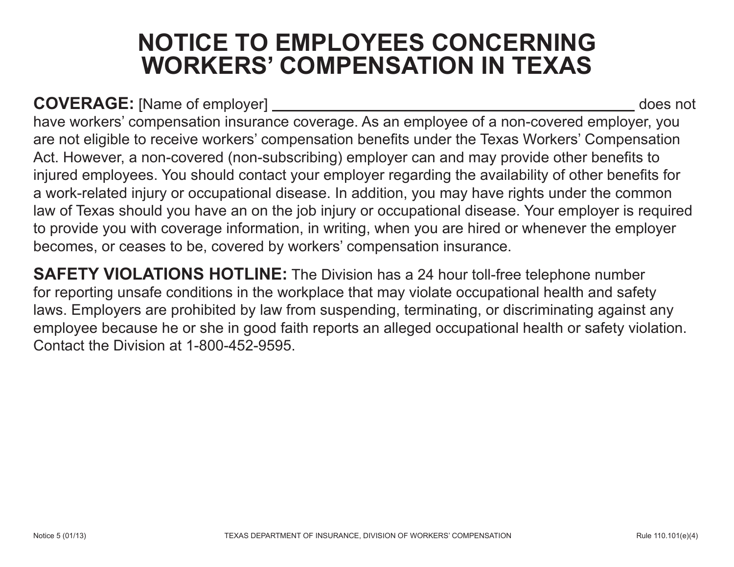# NOTICE TO EMPLOYEES CONCERNING WORKERS' COMPENSATION IN TEXAS

**COVERAGE:** [Name of employer] ______________________________________________ does not have workers' compensation insurance coverage. As an employee of a non-covered employer, you are not eligible to receive workers' compensation benefits under the Texas Workers' Compensation Act. However, a non-covered (non-subscribing) employer can and may provide other benefits to injured employees. You should contact your employer regarding the availability of other benefits for a work-related injury or occupational disease. In addition, you may have rights under the common law of Texas should you have an on the job injury or occupational disease. Your employer is required to provide you with coverage information, in writing, when you are hired or whenever the employer becomes, or ceases to be, covered by workers' compensation insurance.

**SAFETY VIOLATIONS HOTLINE:** The Division has a 24 hour toll-free telephone number for reporting unsafe conditions in the workplace that may violate occupational health and safety laws. Employers are prohibited by law from suspending, terminating, or discriminating against any employee because he or she in good faith reports an alleged occupational health or safety violation. Contact the Division at 1-800-452-9595.

Notice 5 (01/13) TEXAS DEPARTMENT OF INSURANCE, DIVISION OF WORKERS' COMPENSATION Rule 110.101(e)(4)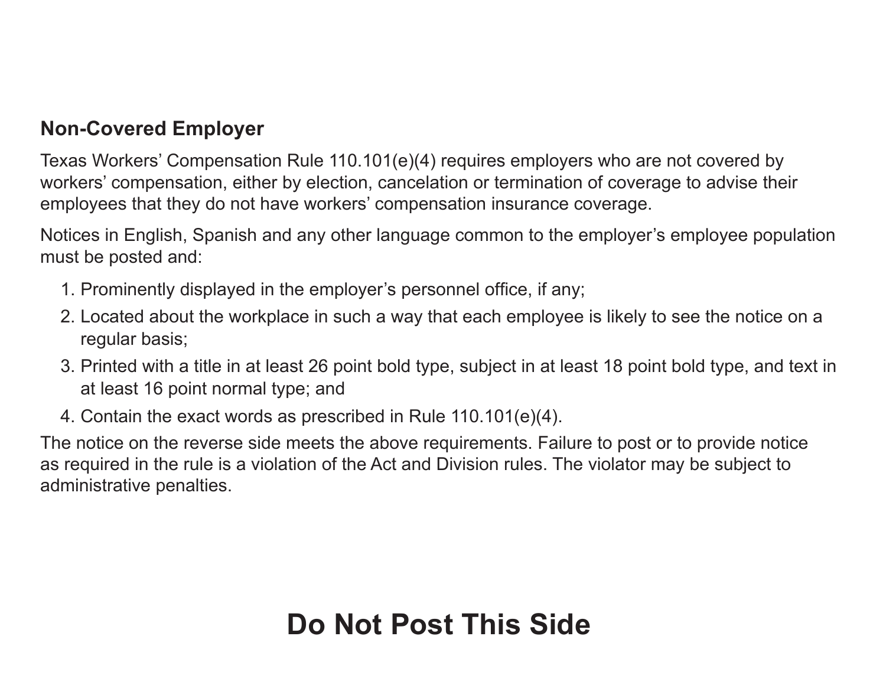## Non-Covered Employer

Texas Workers' Compensation Rule 110.101(e)(4) requires employers who are not covered by workers' compensation, either by election, cancelation or termination of coverage to advise their employees that they do not have workers' compensation insurance coverage.

Notices in English, Spanish and any other language common to the employer's employee population must be posted and:

1. Prominently displayed in the employer's personnel office, if any;
2. Located about the workplace in such a way that each employee is likely to see the notice on a regular basis;
3. Printed with a title in at least 26 point bold type, subject in at least 18 point bold type, and text in at least 16 point normal type; and
4. Contain the exact words as prescribed in Rule 110.101(e)(4).

The notice on the reverse side meets the above requirements. Failure to post or to provide notice as required in the rule is a violation of the Act and Division rules. The violator may be subject to administrative penalties.

# Do Not Post This Side